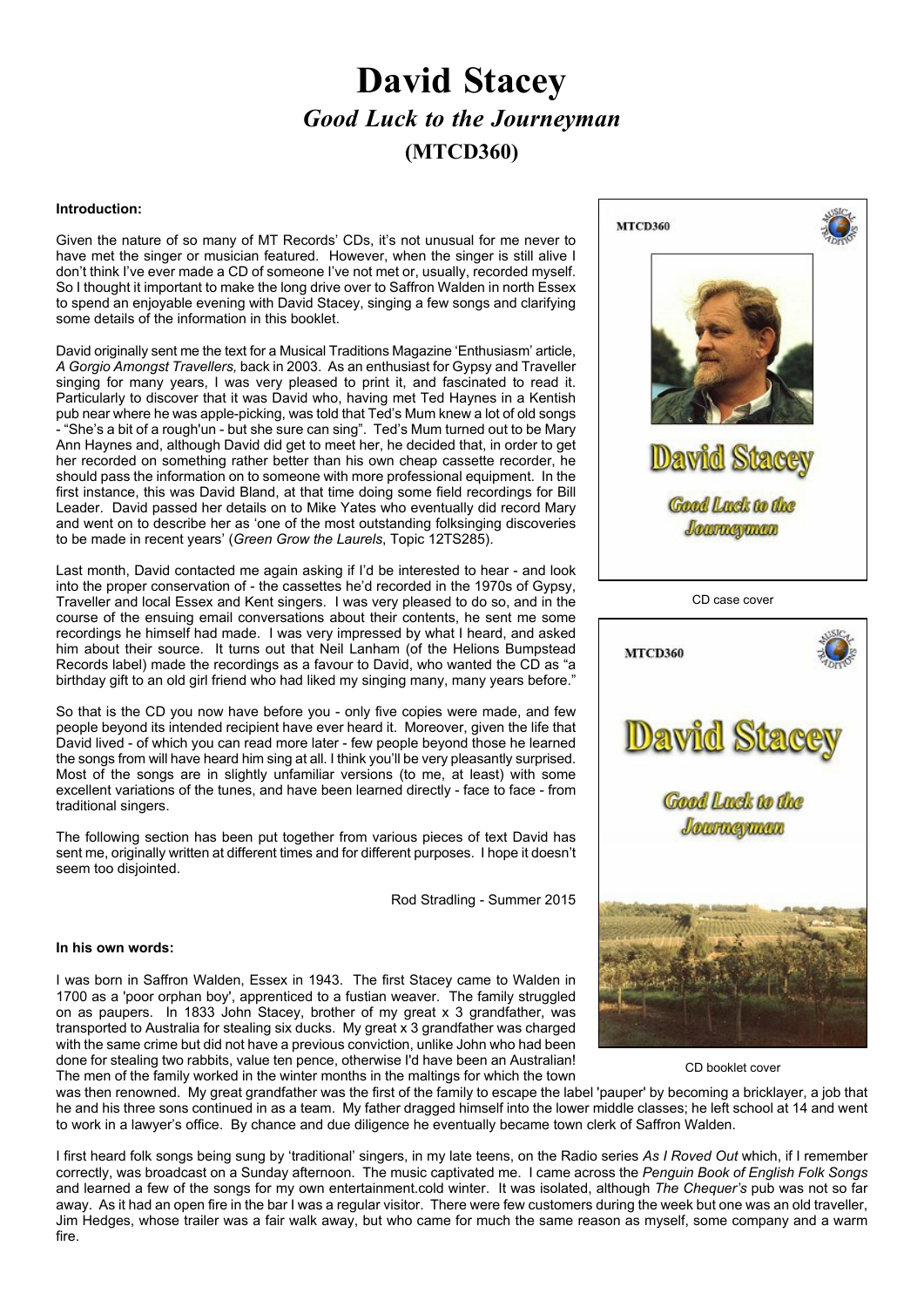# David Stacey

## *Good Luck to the Journeyman*

## (MTCD360)

**Introduction:**

Given the nature of so many of MT Records' CDs, it's not unusual for me never to have met the singer or musician featured. However, when the singer is still alive I don't think I've ever made a CD of someone I've not met or, usually, recorded myself. So I thought it important to make the long drive over to Saffron Walden in north Essex to spend an enjoyable evening with David Stacey, singing a few songs and clarifying some details of the information in this booklet.

David originally sent me the text for a Musical Traditions Magazine 'Enthusiasm' article, *A Gorgio Amongst Travellers,* back in 2003. As an enthusiast for Gypsy and Traveller singing for many years, I was very pleased to print it, and fascinated to read it. Particularly to discover that it was David who, having met Ted Haynes in a Kentish pub near where he was apple-picking, was told that Ted's Mum knew a lot of old songs - "She's a bit of a rough'un - but she sure can sing". Ted's Mum turned out to be Mary Ann Haynes and, although David did get to meet her, he decided that, in order to get her recorded on something rather better than his own cheap cassette recorder, he should pass the information on to someone with more professional equipment. In the first instance, this was David Bland, at that time doing some field recordings for Bill Leader. David passed her details on to Mike Yates who eventually did record Mary and went on to describe her as 'one of the most outstanding folksinging discoveries to be made in recent years' (*Green Grow the Laurels*, Topic 12TS285).

Last month, David contacted me again asking if I'd be interested to hear - and look into the proper conservation of - the cassettes he'd recorded in the 1970s of Gypsy, Traveller and local Essex and Kent singers. I was very pleased to do so, and in the course of the ensuing email conversations about their contents, he sent me some recordings he himself had made. I was very impressed by what I heard, and asked him about their source. It turns out that Neil Lanham (of the Helions Bumpstead Records label) made the recordings as a favour to David, who wanted the CD as "a birthday gift to an old girl friend who had liked my singing many, many years before."

So that is the CD you now have before you - only five copies were made, and few people beyond its intended recipient have ever heard it. Moreover, given the life that David lived - of which you can read more later - few people beyond those he learned the songs from will have heard him sing at all. I think you'll be very pleasantly surprised. Most of the songs are in slightly unfamiliar versions (to me, at least) with some excellent variations of the tunes, and have been learned directly - face to face - from traditional singers.

The following section has been put together from various pieces of text David has sent me, originally written at different times and for different purposes. I hope it doesn't seem too disjointed.

Rod Stradling - Summer 2015

CD case cover

CD booklet cover

**In his own words:**

I was born in Saffron Walden, Essex in 1943. The first Stacey came to Walden in 1700 as a 'poor orphan boy', apprenticed to a fustian weaver. The family struggled on as paupers. In 1833 John Stacey, brother of my great x 3 grandfather, was transported to Australia for stealing six ducks. My great x 3 grandfather was charged with the same crime but did not have a previous conviction, unlike John who had been done for stealing two rabbits, value ten pence, otherwise I'd have been an Australian! The men of the family worked in the winter months in the maltings for which the town was then renowned. My great grandfather was the first of the family to escape the label 'pauper' by becoming a bricklayer, a job that he and his three sons continued in as a team. My father dragged himself into the lower middle classes; he left school at 14 and went to work in a lawyer's office. By chance and due diligence he eventually became town clerk of Saffron Walden.

I first heard folk songs being sung by 'traditional' singers, in my late teens, on the Radio series *As I Roved Out* which, if I remember correctly, was broadcast on a Sunday afternoon. The music captivated me. I came across the *Penguin Book of English Folk Songs* and learned a few of the songs for my own entertainment.cold winter. It was isolated, although *The Chequer's* pub was not so far away. As it had an open fire in the bar I was a regular visitor. There were few customers during the week but one was an old traveller, Jim Hedges, whose trailer was a fair walk away, but who came for much the same reason as myself, some company and a warm fire.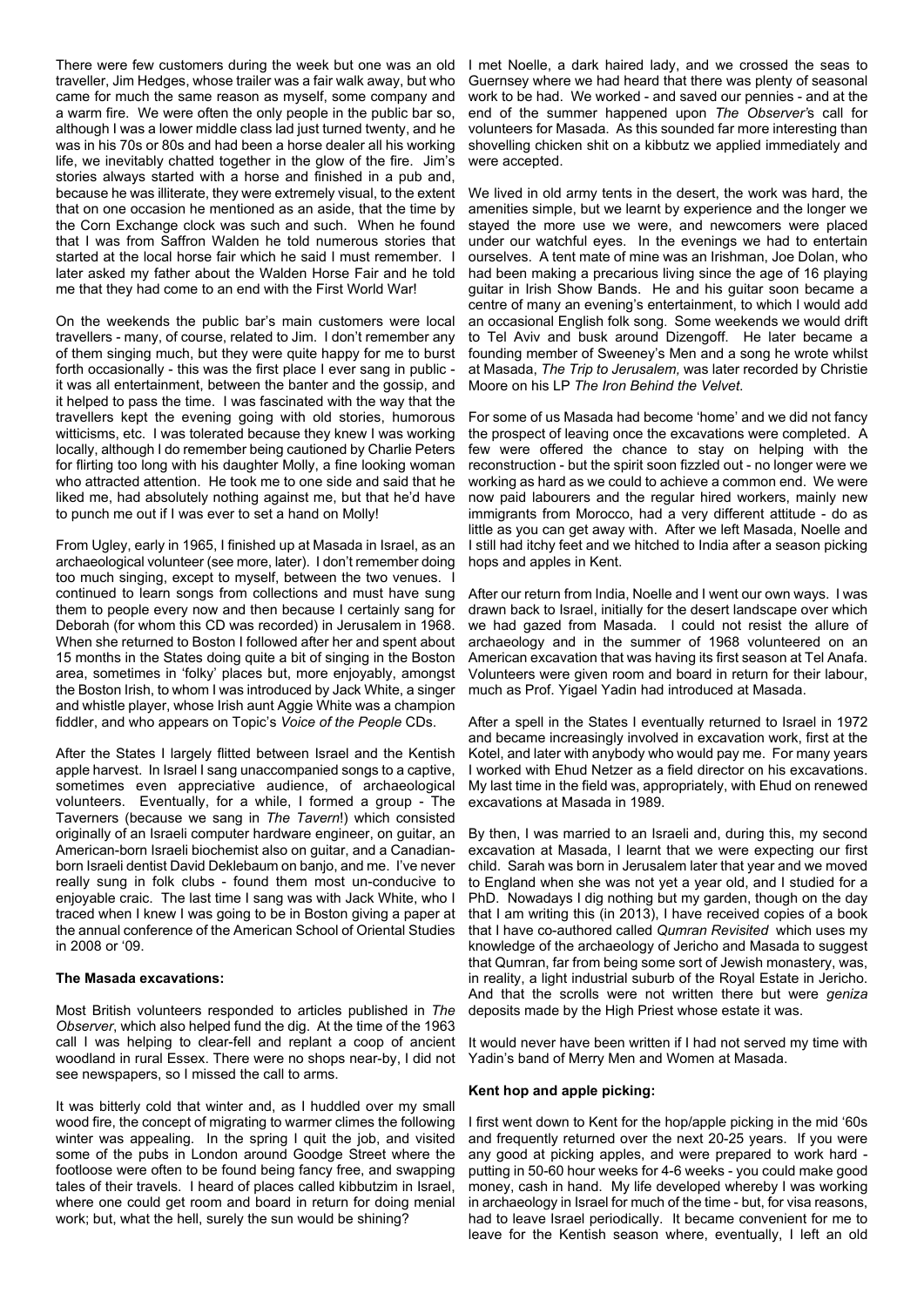There were few customers during the week but one was an old traveller, Jim Hedges, whose trailer was a fair walk away, but who came for much the same reason as myself, some company and a warm fire. We were often the only people in the public bar so, although I was a lower middle class lad just turned twenty, and he was in his 70s or 80s and had been a horse dealer all his working life, we inevitably chatted together in the glow of the fire. Jim's stories always started with a horse and finished in a pub and, because he was illiterate, they were extremely visual, to the extent that on one occasion he mentioned as an aside, that the time by the Corn Exchange clock was such and such. When he found that I was from Saffron Walden he told numerous stories that started at the local horse fair which he said I must remember. I later asked my father about the Walden Horse Fair and he told me that they had come to an end with the First World War!

On the weekends the public bar's main customers were local travellers - many, of course, related to Jim. I don't remember any of them singing much, but they were quite happy for me to burst forth occasionally - this was the first place I ever sang in public - it was all entertainment, between the banter and the gossip, and it helped to pass the time. I was fascinated with the way that the travellers kept the evening going with old stories, humorous witticisms, etc. I was tolerated because they knew I was working locally, although I do remember being cautioned by Charlie Peters for flirting too long with his daughter Molly, a fine looking woman who attracted attention. He took me to one side and said that he liked me, had absolutely nothing against me, but that he'd have to punch me out if I was ever to set a hand on Molly!

From Ugley, early in 1965, I finished up at Masada in Israel, as an archaeological volunteer (see more, later). I don't remember doing too much singing, except to myself, between the two venues. I continued to learn songs from collections and must have sung them to people every now and then because I certainly sang for Deborah (for whom this CD was recorded) in Jerusalem in 1968. When she returned to Boston I followed after her and spent about 15 months in the States doing quite a bit of singing in the Boston area, sometimes in 'folky' places but, more enjoyably, amongst the Boston Irish, to whom I was introduced by Jack White, a singer and whistle player, whose Irish aunt Aggie White was a champion fiddler, and who appears on Topic's *Voice of the People* CDs.

After the States I largely flitted between Israel and the Kentish apple harvest. In Israel I sang unaccompanied songs to a captive, sometimes even appreciative audience, of archaeological volunteers. Eventually, for a while, I formed a group - The Taverners (because we sang in *The Tavern*!) which consisted originally of an Israeli computer hardware engineer, on guitar, an American-born Israeli biochemist also on guitar, and a Canadian-born Israeli dentist David Deklebaum on banjo, and me. I've never really sung in folk clubs - found them most un-conducive to enjoyable craic. The last time I sang was with Jack White, who I traced when I knew I was going to be in Boston giving a paper at the annual conference of the American School of Oriental Studies in 2008 or '09.

**The Masada excavations:**

Most British volunteers responded to articles published in *The Observer*, which also helped fund the dig. At the time of the 1963 call I was helping to clear-fell and replant a coop of ancient woodland in rural Essex. There were no shops near-by, I did not see newspapers, so I missed the call to arms.

It was bitterly cold that winter and, as I huddled over my small wood fire, the concept of migrating to warmer climes the following winter was appealing. In the spring I quit the job, and visited some of the pubs in London around Goodge Street where the footloose were often to be found being fancy free, and swapping tales of their travels. I heard of places called kibbutzim in Israel, where one could get room and board in return for doing menial work; but, what the hell, surely the sun would be shining?

I met Noelle, a dark haired lady, and we crossed the seas to Guernsey where we had heard that there was plenty of seasonal work to be had. We worked - and saved our pennies - and at the end of the summer happened upon *The Observer*'s call for volunteers for Masada. As this sounded far more interesting than shovelling chicken shit on a kibbutz we applied immediately and were accepted.

We lived in old army tents in the desert, the work was hard, the amenities simple, but we learnt by experience and the longer we stayed the more use we were, and newcomers were placed under our watchful eyes. In the evenings we had to entertain ourselves. A tent mate of mine was an Irishman, Joe Dolan, who had been making a precarious living since the age of 16 playing guitar in Irish Show Bands. He and his guitar soon became a centre of many an evening's entertainment, to which I would add an occasional English folk song. Some weekends we would drift to Tel Aviv and busk around Dizengoff. He later became a founding member of Sweeney's Men and a song he wrote whilst at Masada, *The Trip to Jerusalem,* was later recorded by Christie Moore on his LP *The Iron Behind the Velvet*.

For some of us Masada had become 'home' and we did not fancy the prospect of leaving once the excavations were completed. A few were offered the chance to stay on helping with the reconstruction - but the spirit soon fizzled out - no longer were we working as hard as we could to achieve a common end. We were now paid labourers and the regular hired workers, mainly new immigrants from Morocco, had a very different attitude - do as little as you can get away with. After we left Masada, Noelle and I still had itchy feet and we hitched to India after a season picking hops and apples in Kent.

After our return from India, Noelle and I went our own ways. I was drawn back to Israel, initially for the desert landscape over which we had gazed from Masada. I could not resist the allure of archaeology and in the summer of 1968 volunteered on an American excavation that was having its first season at Tel Anafa. Volunteers were given room and board in return for their labour, much as Prof. Yigael Yadin had introduced at Masada.

After a spell in the States I eventually returned to Israel in 1972 and became increasingly involved in excavation work, first at the Kotel, and later with anybody who would pay me. For many years I worked with Ehud Netzer as a field director on his excavations. My last time in the field was, appropriately, with Ehud on renewed excavations at Masada in 1989.

By then, I was married to an Israeli and, during this, my second excavation at Masada, I learnt that we were expecting our first child. Sarah was born in Jerusalem later that year and we moved to England when she was not yet a year old, and I studied for a PhD. Nowadays I dig nothing but my garden, though on the day that I am writing this (in 2013), I have received copies of a book that I have co-authored called *Qumran Revisited* which uses my knowledge of the archaeology of Jericho and Masada to suggest that Qumran, far from being some sort of Jewish monastery, was, in reality, a light industrial suburb of the Royal Estate in Jericho. And that the scrolls were not written there but were *geniza* deposits made by the High Priest whose estate it was.

It would never have been written if I had not served my time with Yadin's band of Merry Men and Women at Masada.

**Kent hop and apple picking:**

I first went down to Kent for the hop/apple picking in the mid '60s and frequently returned over the next 20-25 years. If you were any good at picking apples, and were prepared to work hard - putting in 50-60 hour weeks for 4-6 weeks - you could make good money, cash in hand. My life developed whereby I was working in archaeology in Israel for much of the time - but, for visa reasons, had to leave Israel periodically. It became convenient for me to leave for the Kentish season where, eventually, I left an old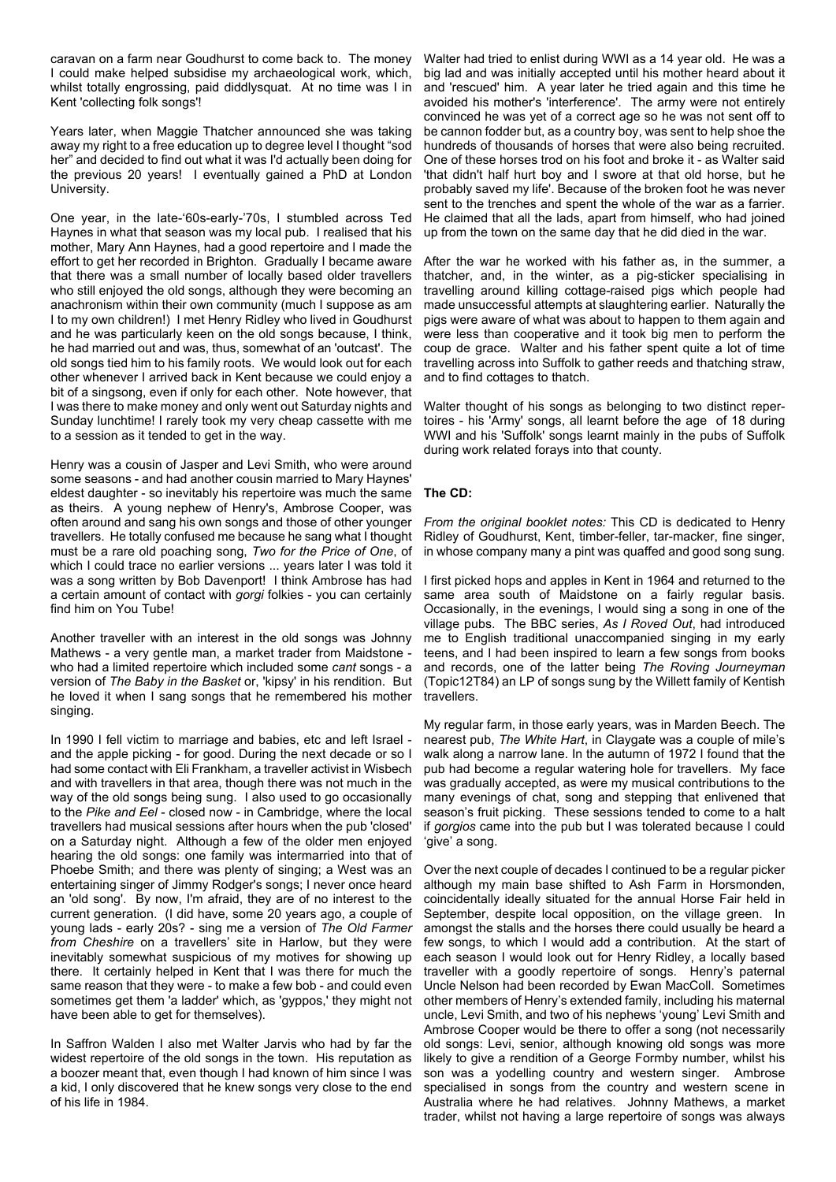caravan on a farm near Goudhurst to come back to. The money I could make helped subsidise my archaeological work, which, whilst totally engrossing, paid diddlysquat. At no time was I in Kent 'collecting folk songs'!

Years later, when Maggie Thatcher announced she was taking away my right to a free education up to degree level I thought "sod her" and decided to find out what it was I'd actually been doing for the previous 20 years! I eventually gained a PhD at London University.

One year, in the late-'60s-early-'70s, I stumbled across Ted Haynes in what that season was my local pub. I realised that his mother, Mary Ann Haynes, had a good repertoire and I made the effort to get her recorded in Brighton. Gradually I became aware that there was a small number of locally based older travellers who still enjoyed the old songs, although they were becoming an anachronism within their own community (much I suppose as am I to my own children!) I met Henry Ridley who lived in Goudhurst and he was particularly keen on the old songs because, I think, he had married out and was, thus, somewhat of an 'outcast'. The old songs tied him to his family roots. We would look out for each other whenever I arrived back in Kent because we could enjoy a bit of a singsong, even if only for each other. Note however, that I was there to make money and only went out Saturday nights and Sunday lunchtime! I rarely took my very cheap cassette with me to a session as it tended to get in the way.

Henry was a cousin of Jasper and Levi Smith, who were around some seasons - and had another cousin married to Mary Haynes' eldest daughter - so inevitably his repertoire was much the same as theirs. A young nephew of Henry's, Ambrose Cooper, was often around and sang his own songs and those of other younger travellers. He totally confused me because he sang what I thought must be a rare old poaching song, *Two for the Price of One*, of which I could trace no earlier versions ... years later I was told it was a song written by Bob Davenport! I think Ambrose has had a certain amount of contact with *gorgi* folkies - you can certainly find him on You Tube!

Another traveller with an interest in the old songs was Johnny Mathews - a very gentle man, a market trader from Maidstone - who had a limited repertoire which included some *cant* songs - a version of *The Baby in the Basket* or, 'kipsy' in his rendition. But he loved it when I sang songs that he remembered his mother singing.

In 1990 I fell victim to marriage and babies, etc and left Israel - and the apple picking - for good. During the next decade or so I had some contact with Eli Frankham, a traveller activist in Wisbech and with travellers in that area, though there was not much in the way of the old songs being sung. I also used to go occasionally to the *Pike and Eel* - closed now - in Cambridge, where the local travellers had musical sessions after hours when the pub 'closed' on a Saturday night. Although a few of the older men enjoyed hearing the old songs: one family was intermarried into that of Phoebe Smith; and there was plenty of singing; a West was an entertaining singer of Jimmy Rodger's songs; I never once heard an 'old song'. By now, I'm afraid, they are of no interest to the current generation. (I did have, some 20 years ago, a couple of young lads - early 20s? - sing me a version of *The Old Farmer from Cheshire* on a travellers' site in Harlow, but they were inevitably somewhat suspicious of my motives for showing up there. It certainly helped in Kent that I was there for much the same reason that they were - to make a few bob - and could even sometimes get them 'a ladder' which, as 'gyppos,' they might not have been able to get for themselves).

In Saffron Walden I also met Walter Jarvis who had by far the widest repertoire of the old songs in the town. His reputation as a boozer meant that, even though I had known of him since I was a kid, I only discovered that he knew songs very close to the end of his life in 1984.

Walter had tried to enlist during WWI as a 14 year old. He was a big lad and was initially accepted until his mother heard about it and 'rescued' him. A year later he tried again and this time he avoided his mother's 'interference'. The army were not entirely convinced he was yet of a correct age so he was not sent off to be cannon fodder but, as a country boy, was sent to help shoe the hundreds of thousands of horses that were also being recruited. One of these horses trod on his foot and broke it - as Walter said 'that didn't half hurt boy and I swore at that old horse, but he probably saved my life'. Because of the broken foot he was never sent to the trenches and spent the whole of the war as a farrier. He claimed that all the lads, apart from himself, who had joined up from the town on the same day that he did died in the war.

After the war he worked with his father as, in the summer, a thatcher, and, in the winter, as a pig-sticker specialising in travelling around killing cottage-raised pigs which people had made unsuccessful attempts at slaughtering earlier. Naturally the pigs were aware of what was about to happen to them again and were less than cooperative and it took big men to perform the coup de grace. Walter and his father spent quite a lot of time travelling across into Suffolk to gather reeds and thatching straw, and to find cottages to thatch.

Walter thought of his songs as belonging to two distinct repertoires - his 'Army' songs, all learnt before the age of 18 during WWI and his 'Suffolk' songs learnt mainly in the pubs of Suffolk during work related forays into that county.

## The CD:

*From the original booklet notes:* This CD is dedicated to Henry Ridley of Goudhurst, Kent, timber-feller, tar-macker, fine singer, in whose company many a pint was quaffed and good song sung.

I first picked hops and apples in Kent in 1964 and returned to the same area south of Maidstone on a fairly regular basis. Occasionally, in the evenings, I would sing a song in one of the village pubs. The BBC series, *As I Roved Out*, had introduced me to English traditional unaccompanied singing in my early teens, and I had been inspired to learn a few songs from books and records, one of the latter being *The Roving Journeyman* (Topic12T84) an LP of songs sung by the Willett family of Kentish travellers.

My regular farm, in those early years, was in Marden Beech. The nearest pub, *The White Hart*, in Claygate was a couple of mile's walk along a narrow lane. In the autumn of 1972 I found that the pub had become a regular watering hole for travellers. My face was gradually accepted, as were my musical contributions to the many evenings of chat, song and stepping that enlivened that season's fruit picking. These sessions tended to come to a halt if *gorgios* came into the pub but I was tolerated because I could 'give' a song.

Over the next couple of decades I continued to be a regular picker although my main base shifted to Ash Farm in Horsmonden, coincidentally ideally situated for the annual Horse Fair held in September, despite local opposition, on the village green. In amongst the stalls and the horses there could usually be heard a few songs, to which I would add a contribution. At the start of each season I would look out for Henry Ridley, a locally based traveller with a goodly repertoire of songs. Henry's paternal Uncle Nelson had been recorded by Ewan MacColl. Sometimes other members of Henry's extended family, including his maternal uncle, Levi Smith, and two of his nephews 'young' Levi Smith and Ambrose Cooper would be there to offer a song (not necessarily old songs: Levi, senior, although knowing old songs was more likely to give a rendition of a George Formby number, whilst his son was a yodelling country and western singer. Ambrose specialised in songs from the country and western scene in Australia where he had relatives. Johnny Mathews, a market trader, whilst not having a large repertoire of songs was always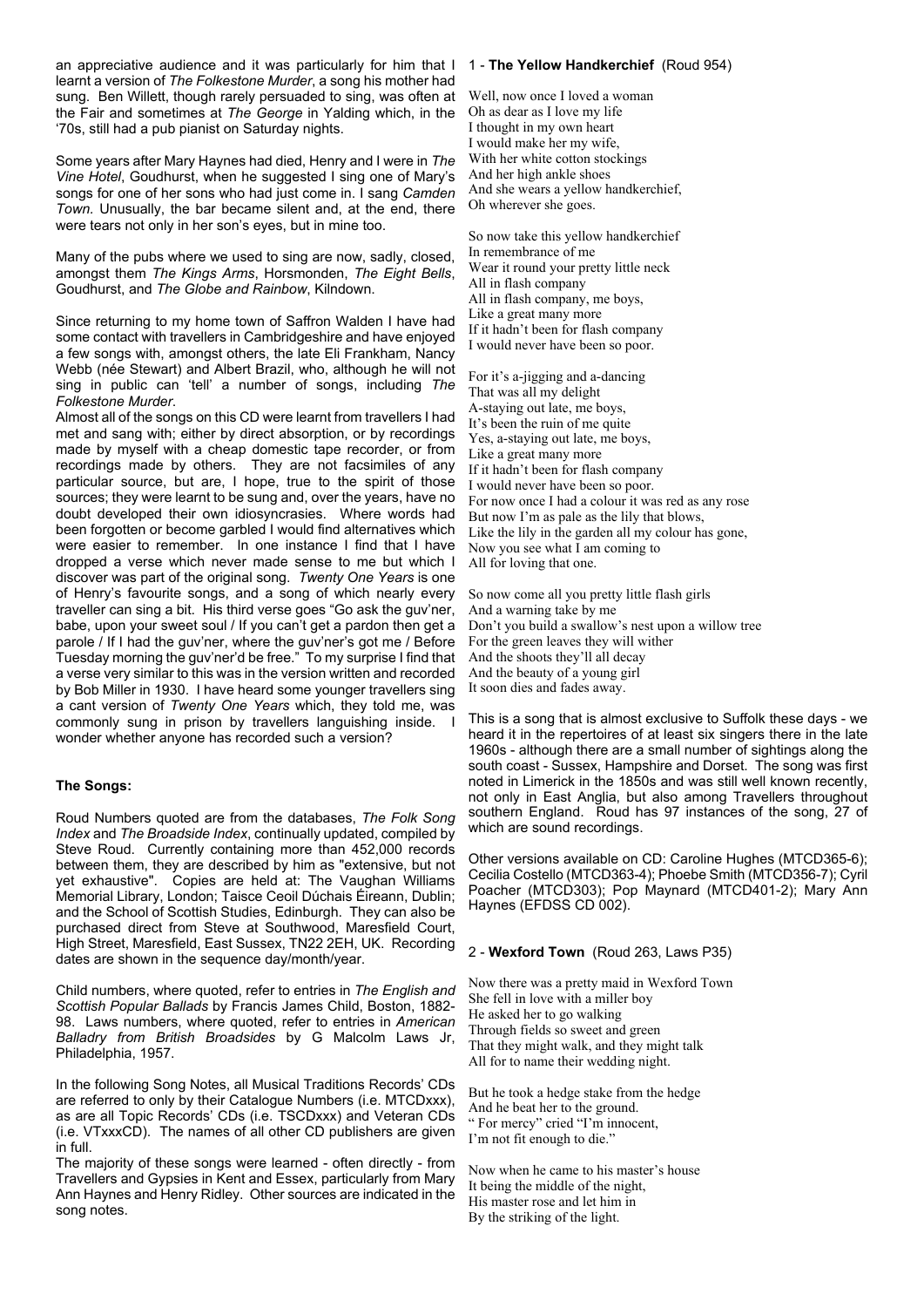an appreciative audience and it was particularly for him that I learnt a version of *The Folkestone Murder*, a song his mother had sung. Ben Willett, though rarely persuaded to sing, was often at the Fair and sometimes at *The George* in Yalding which, in the '70s, still had a pub pianist on Saturday nights.

Some years after Mary Haynes had died, Henry and I were in *The Vine Hotel*, Goudhurst, when he suggested I sing one of Mary's songs for one of her sons who had just come in. I sang *Camden Town.* Unusually, the bar became silent and, at the end, there were tears not only in her son's eyes, but in mine too.

Many of the pubs where we used to sing are now, sadly, closed, amongst them *The Kings Arms*, Horsmonden, *The Eight Bells*, Goudhurst, and *The Globe and Rainbow*, Kilndown.

Since returning to my home town of Saffron Walden I have had some contact with travellers in Cambridgeshire and have enjoyed a few songs with, amongst others, the late Eli Frankham, Nancy Webb (née Stewart) and Albert Brazil, who, although he will not sing in public can 'tell' a number of songs, including *The Folkestone Murder*.

Almost all of the songs on this CD were learnt from travellers I had met and sang with; either by direct absorption, or by recordings made by myself with a cheap domestic tape recorder, or from recordings made by others. They are not facsimiles of any particular source, but are, I hope, true to the spirit of those sources; they were learnt to be sung and, over the years, have no doubt developed their own idiosyncrasies. Where words had been forgotten or become garbled I would find alternatives which were easier to remember. In one instance I find that I have dropped a verse which never made sense to me but which I discover was part of the original song. *Twenty One Years* is one of Henry's favourite songs, and a song of which nearly every traveller can sing a bit. His third verse goes "Go ask the guv'ner, babe, upon your sweet soul / If you can't get a pardon then get a parole / If I had the guv'ner, where the guv'ner's got me / Before Tuesday morning the guv'ner'd be free." To my surprise I find that a verse very similar to this was in the version written and recorded by Bob Miller in 1930. I have heard some younger travellers sing a cant version of *Twenty One Years* which, they told me, was commonly sung in prison by travellers languishing inside. I wonder whether anyone has recorded such a version?

### The Songs:

Roud Numbers quoted are from the databases, *The Folk Song Index* and *The Broadside Index*, continually updated, compiled by Steve Roud. Currently containing more than 452,000 records between them, they are described by him as "extensive, but not yet exhaustive". Copies are held at: The Vaughan Williams Memorial Library, London; Taisce Ceoil Dúchais Éireann, Dublin; and the School of Scottish Studies, Edinburgh. They can also be purchased direct from Steve at Southwood, Maresfield Court, High Street, Maresfield, East Sussex, TN22 2EH, UK. Recording dates are shown in the sequence day/month/year.

Child numbers, where quoted, refer to entries in *The English and Scottish Popular Ballads* by Francis James Child, Boston, 1882-98. Laws numbers, where quoted, refer to entries in *American Balladry from British Broadsides* by G Malcolm Laws Jr, Philadelphia, 1957.

In the following Song Notes, all Musical Traditions Records' CDs are referred to only by their Catalogue Numbers (i.e. MTCDxxx), as are all Topic Records' CDs (i.e. TSCDxxx) and Veteran CDs (i.e. VTxxxCD). The names of all other CD publishers are given in full.

The majority of these songs were learned - often directly - from Travellers and Gypsies in Kent and Essex, particularly from Mary Ann Haynes and Henry Ridley. Other sources are indicated in the song notes.

### 1 - **The Yellow Handkerchief** (Roud 954)

Well, now once I loved a woman
Oh as dear as I love my life
I thought in my own heart
I would make her my wife,
With her white cotton stockings
And her high ankle shoes
And she wears a yellow handkerchief,
Oh wherever she goes.

So now take this yellow handkerchief
In remembrance of me
Wear it round your pretty little neck
All in flash company
All in flash company, me boys,
Like a great many more
If it hadn't been for flash company
I would never have been so poor.

For it's a-jigging and a-dancing
That was all my delight
A-staying out late, me boys,
It's been the ruin of me quite
Yes, a-staying out late, me boys,
Like a great many more
If it hadn't been for flash company
I would never have been so poor.
For now once I had a colour it was red as any rose
But now I'm as pale as the lily that blows,
Like the lily in the garden all my colour has gone,
Now you see what I am coming to
All for loving that one.

So now come all you pretty little flash girls
And a warning take by me
Don't you build a swallow's nest upon a willow tree
For the green leaves they will wither
And the shoots they'll all decay
And the beauty of a young girl
It soon dies and fades away.

This is a song that is almost exclusive to Suffolk these days - we heard it in the repertoires of at least six singers there in the late 1960s - although there are a small number of sightings along the south coast - Sussex, Hampshire and Dorset. The song was first noted in Limerick in the 1850s and was still well known recently, not only in East Anglia, but also among Travellers throughout southern England. Roud has 97 instances of the song, 27 of which are sound recordings.

Other versions available on CD: Caroline Hughes (MTCD365-6); Cecilia Costello (MTCD363-4); Phoebe Smith (MTCD356-7); Cyril Poacher (MTCD303); Pop Maynard (MTCD401-2); Mary Ann Haynes (EFDSS CD 002).

### 2 - **Wexford Town** (Roud 263, Laws P35)

Now there was a pretty maid in Wexford Town
She fell in love with a miller boy
He asked her to go walking
Through fields so sweet and green
That they might walk, and they might talk
All for to name their wedding night.

But he took a hedge stake from the hedge
And he beat her to the ground.
" For mercy" cried "I'm innocent,
I'm not fit enough to die."

Now when he came to his master's house
It being the middle of the night,
His master rose and let him in
By the striking of the light.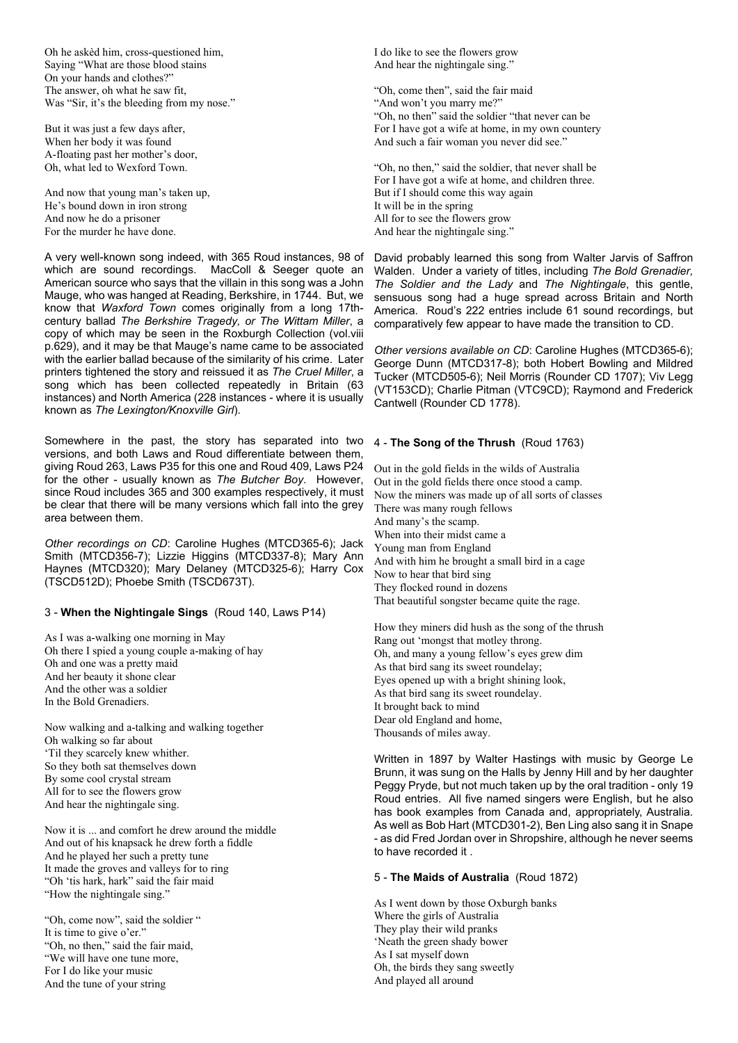Oh he askèd him, cross-questioned him,
Saying "What are those blood stains
On your hands and clothes?"
The answer, oh what he saw fit,
Was "Sir, it's the bleeding from my nose."

But it was just a few days after,
When her body it was found
A-floating past her mother's door,
Oh, what led to Wexford Town.

And now that young man's taken up,
He's bound down in iron strong
And now he do a prisoner
For the murder he have done.

A very well-known song indeed, with 365 Roud instances, 98 of which are sound recordings. MacColl & Seeger quote an American source who says that the villain in this song was a John Mauge, who was hanged at Reading, Berkshire, in 1744. But, we know that *Waxford Town* comes originally from a long 17th-century ballad *The Berkshire Tragedy, or The Wittam Miller*, a copy of which may be seen in the Roxburgh Collection (vol.viii p.629), and it may be that Mauge's name came to be associated with the earlier ballad because of the similarity of his crime. Later printers tightened the story and reissued it as *The Cruel Miller*, a song which has been collected repeatedly in Britain (63 instances) and North America (228 instances - where it is usually known as *The Lexington/Knoxville Girl*).

Somewhere in the past, the story has separated into two versions, and both Laws and Roud differentiate between them, giving Roud 263, Laws P35 for this one and Roud 409, Laws P24 for the other - usually known as *The Butcher Boy*. However, since Roud includes 365 and 300 examples respectively, it must be clear that there will be many versions which fall into the grey area between them.

*Other recordings on CD*: Caroline Hughes (MTCD365-6); Jack Smith (MTCD356-7); Lizzie Higgins (MTCD337-8); Mary Ann Haynes (MTCD320); Mary Delaney (MTCD325-6); Harry Cox (TSCD512D); Phoebe Smith (TSCD673T).

### 3 - **When the Nightingale Sings** (Roud 140, Laws P14)

As I was a-walking one morning in May
Oh there I spied a young couple a-making of hay
Oh and one was a pretty maid
And her beauty it shone clear
And the other was a soldier
In the Bold Grenadiers.

Now walking and a-talking and walking together
Oh walking so far about
'Til they scarcely knew whither.
So they both sat themselves down
By some cool crystal stream
All for to see the flowers grow
And hear the nightingale sing.

Now it is ... and comfort he drew around the middle
And out of his knapsack he drew forth a fiddle
And he played her such a pretty tune
It made the groves and valleys for to ring
"Oh 'tis hark, hark" said the fair maid
"How the nightingale sing."

"Oh, come now", said the soldier "
It is time to give o'er."
"Oh, no then," said the fair maid,
"We will have one tune more,
For I do like your music
And the tune of your string
I do like to see the flowers grow
And hear the nightingale sing."

"Oh, come then", said the fair maid
"And won't you marry me?"
"Oh, no then" said the soldier "that never can be
For I have got a wife at home, in my own countery
And such a fair woman you never did see."

"Oh, no then," said the soldier, that never shall be
For I have got a wife at home, and children three.
But if I should come this way again
It will be in the spring
All for to see the flowers grow
And hear the nightingale sing."

David probably learned this song from Walter Jarvis of Saffron Walden. Under a variety of titles, including *The Bold Grenadier, The Soldier and the Lady* and *The Nightingale*, this gentle, sensuous song had a huge spread across Britain and North America. Roud's 222 entries include 61 sound recordings, but comparatively few appear to have made the transition to CD.

*Other versions available on CD*: Caroline Hughes (MTCD365-6); George Dunn (MTCD317-8); both Hobert Bowling and Mildred Tucker (MTCD505-6); Neil Morris (Rounder CD 1707); Viv Legg (VT153CD); Charlie Pitman (VTC9CD); Raymond and Frederick Cantwell (Rounder CD 1778).

### 4 - **The Song of the Thrush** (Roud 1763)

Out in the gold fields in the wilds of Australia
Out in the gold fields there once stood a camp.
Now the miners was made up of all sorts of classes
There was many rough fellows
And many's the scamp.
When into their midst came a
Young man from England
And with him he brought a small bird in a cage
Now to hear that bird sing
They flocked round in dozens
That beautiful songster became quite the rage.

How they miners did hush as the song of the thrush
Rang out 'mongst that motley throng.
Oh, and many a young fellow's eyes grew dim
As that bird sang its sweet roundelay;
Eyes opened up with a bright shining look,
As that bird sang its sweet roundelay.
It brought back to mind
Dear old England and home,
Thousands of miles away.

Written in 1897 by Walter Hastings with music by George Le Brunn, it was sung on the Halls by Jenny Hill and by her daughter Peggy Pryde, but not much taken up by the oral tradition - only 19 Roud entries. All five named singers were English, but he also has book examples from Canada and, appropriately, Australia. As well as Bob Hart (MTCD301-2), Ben Ling also sang it in Snape - as did Fred Jordan over in Shropshire, although he never seems to have recorded it .

### 5 - **The Maids of Australia** (Roud 1872)

As I went down by those Oxburgh banks
Where the girls of Australia
They play their wild pranks
'Neath the green shady bower
As I sat myself down
Oh, the birds they sang sweetly
And played all around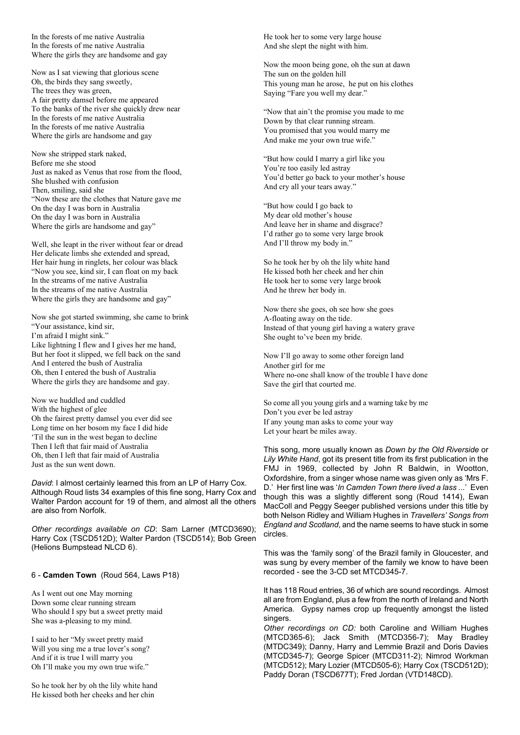In the forests of me native Australia
In the forests of me native Australia
Where the girls they are handsome and gay

Now as I sat viewing that glorious scene
Oh, the birds they sang sweetly,
The trees they was green,
A fair pretty damsel before me appeared
To the banks of the river she quickly drew near
In the forests of me native Australia
In the forests of me native Australia
Where the girls are handsome and gay

Now she stripped stark naked,
Before me she stood
Just as naked as Venus that rose from the flood,
She blushed with confusion
Then, smiling, said she
"Now these are the clothes that Nature gave me
On the day I was born in Australia
On the day I was born in Australia
Where the girls are handsome and gay"

Well, she leapt in the river without fear or dread
Her delicate limbs she extended and spread,
Her hair hung in ringlets, her colour was black
"Now you see, kind sir, I can float on my back
In the streams of me native Australia
In the streams of me native Australia
Where the girls they are handsome and gay"

Now she got started swimming, she came to brink
"Your assistance, kind sir,
I'm afraid I might sink."
Like lightning I flew and I gives her me hand,
But her foot it slipped, we fell back on the sand
And I entered the bush of Australia
Oh, then I entered the bush of Australia
Where the girls they are handsome and gay.

Now we huddled and cuddled
With the highest of glee
Oh the fairest pretty damsel you ever did see
Long time on her bosom my face I did hide
'Til the sun in the west began to decline
Then I left that fair maid of Australia
Oh, then I left that fair maid of Australia
Just as the sun went down.

*David*: I almost certainly learned this from an LP of Harry Cox. Although Roud lists 34 examples of this fine song, Harry Cox and Walter Pardon account for 19 of them, and almost all the others are also from Norfolk.

*Other recordings available on CD*: Sam Larner (MTCD3690); Harry Cox (TSCD512D); Walter Pardon (TSCD514); Bob Green (Helions Bumpstead NLCD 6).

## 6 - **Camden Town** (Roud 564, Laws P18)

As I went out one May morning
Down some clear running stream
Who should I spy but a sweet pretty maid
She was a-pleasing to my mind.

I said to her "My sweet pretty maid
Will you sing me a true lover's song?
And if it is true I will marry you
Oh I'll make you my own true wife."

So he took her by oh the lily white hand
He kissed both her cheeks and her chin
He took her to some very large house
And she slept the night with him.

Now the moon being gone, oh the sun at dawn
The sun on the golden hill
This young man he arose, he put on his clothes
Saying "Fare you well my dear."

"Now that ain't the promise you made to me
Down by that clear running stream.
You promised that you would marry me
And make me your own true wife."

"But how could I marry a girl like you
You're too easily led astray
You'd better go back to your mother's house
And cry all your tears away."

"But how could I go back to
My dear old mother's house
And leave her in shame and disgrace?
I'd rather go to some very large brook
And I'll throw my body in."

So he took her by oh the lily white hand
He kissed both her cheek and her chin
He took her to some very large brook
And he threw her body in.

Now there she goes, oh see how she goes
A-floating away on the tide.
Instead of that young girl having a watery grave
She ought to've been my bride.

Now I'll go away to some other foreign land
Another girl for me
Where no-one shall know of the trouble I have done
Save the girl that courted me.

So come all you young girls and a warning take by me
Don't you ever be led astray
If any young man asks to come your way
Let your heart be miles away.

This song, more usually known as *Down by the Old Riverside* or *Lily White Hand*, got its present title from its first publication in the FMJ in 1969, collected by John R Baldwin, in Wootton, Oxfordshire, from a singer whose name was given only as 'Mrs F. D.' Her first line was '*In Camden Town there lived a lass* ...' Even though this was a slightly different song (Roud 1414), Ewan MacColl and Peggy Seeger published versions under this title by both Nelson Ridley and William Hughes in *Travellers' Songs from England and Scotland*, and the name seems to have stuck in some circles.

This was the 'family song' of the Brazil family in Gloucester, and was sung by every member of the family we know to have been recorded - see the 3-CD set MTCD345-7.

It has 118 Roud entries, 36 of which are sound recordings. Almost all are from England, plus a few from the north of Ireland and North America. Gypsy names crop up frequently amongst the listed singers.

*Other recordings on CD:* both Caroline and William Hughes (MTCD365-6); Jack Smith (MTCD356-7); May Bradley (MTDC349); Danny, Harry and Lemmie Brazil and Doris Davies (MTCD345-7); George Spicer (MTCD311-2); Nimrod Workman (MTCD512); Mary Lozier (MTCD505-6); Harry Cox (TSCD512D); Paddy Doran (TSCD677T); Fred Jordan (VTD148CD).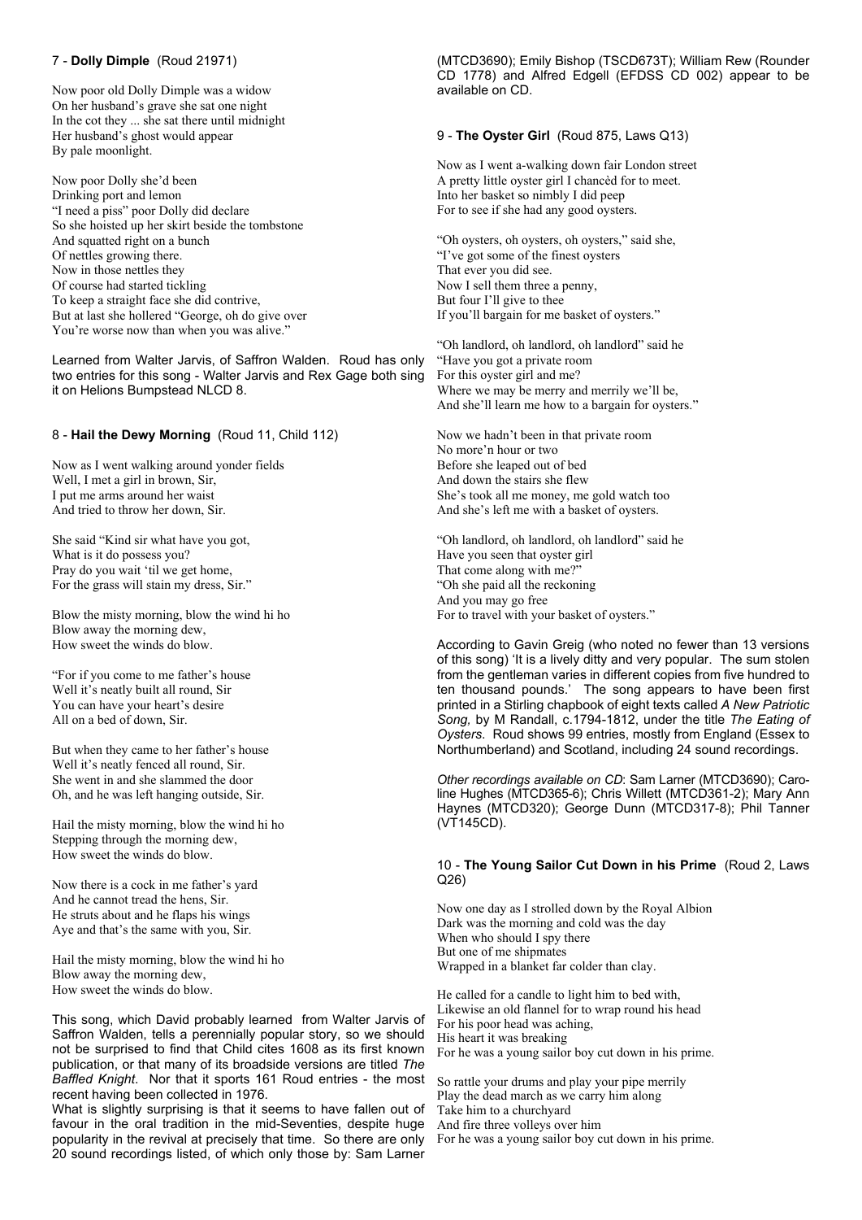### 7 - **Dolly Dimple** (Roud 21971)

Now poor old Dolly Dimple was a widow
On her husband's grave she sat one night
In the cot they ... she sat there until midnight
Her husband's ghost would appear
By pale moonlight.

Now poor Dolly she'd been
Drinking port and lemon
"I need a piss" poor Dolly did declare
So she hoisted up her skirt beside the tombstone
And squatted right on a bunch
Of nettles growing there.
Now in those nettles they
Of course had started tickling
To keep a straight face she did contrive,
But at last she hollered "George, oh do give over
You're worse now than when you was alive."

Learned from Walter Jarvis, of Saffron Walden. Roud has only two entries for this song - Walter Jarvis and Rex Gage both sing it on Helions Bumpstead NLCD 8.

### 8 - **Hail the Dewy Morning** (Roud 11, Child 112)

Now as I went walking around yonder fields
Well, I met a girl in brown, Sir,
I put me arms around her waist
And tried to throw her down, Sir.

She said "Kind sir what have you got,
What is it do possess you?
Pray do you wait 'til we get home,
For the grass will stain my dress, Sir."

Blow the misty morning, blow the wind hi ho
Blow away the morning dew,
How sweet the winds do blow.

"For if you come to me father's house
Well it's neatly built all round, Sir
You can have your heart's desire
All on a bed of down, Sir.

But when they came to her father's house
Well it's neatly fenced all round, Sir.
She went in and she slammed the door
Oh, and he was left hanging outside, Sir.

Hail the misty morning, blow the wind hi ho
Stepping through the morning dew,
How sweet the winds do blow.

Now there is a cock in me father's yard
And he cannot tread the hens, Sir.
He struts about and he flaps his wings
Aye and that's the same with you, Sir.

Hail the misty morning, blow the wind hi ho
Blow away the morning dew,
How sweet the winds do blow.

This song, which David probably learned from Walter Jarvis of Saffron Walden, tells a perennially popular story, so we should not be surprised to find that Child cites 1608 as its first known publication, or that many of its broadside versions are titled *The Baffled Knight*. Nor that it sports 161 Roud entries - the most recent having been collected in 1976.

What is slightly surprising is that it seems to have fallen out of favour in the oral tradition in the mid-Seventies, despite huge popularity in the revival at precisely that time. So there are only 20 sound recordings listed, of which only those by: Sam Larner (MTCD3690); Emily Bishop (TSCD673T); William Rew (Rounder CD 1778) and Alfred Edgell (EFDSS CD 002) appear to be available on CD.

### 9 - **The Oyster Girl** (Roud 875, Laws Q13)

Now as I went a-walking down fair London street
A pretty little oyster girl I chancèd for to meet.
Into her basket so nimbly I did peep
For to see if she had any good oysters.

"Oh oysters, oh oysters, oh oysters," said she,
"I've got some of the finest oysters
That ever you did see.
Now I sell them three a penny,
But four I'll give to thee
If you'll bargain for me basket of oysters."

"Oh landlord, oh landlord, oh landlord" said he
"Have you got a private room
For this oyster girl and me?
Where we may be merry and merrily we'll be,
And she'll learn me how to a bargain for oysters."

Now we hadn't been in that private room
No more'n hour or two
Before she leaped out of bed
And down the stairs she flew
She's took all me money, me gold watch too
And she's left me with a basket of oysters.

"Oh landlord, oh landlord, oh landlord" said he
Have you seen that oyster girl
That come along with me?"
"Oh she paid all the reckoning
And you may go free
For to travel with your basket of oysters."

According to Gavin Greig (who noted no fewer than 13 versions of this song) 'It is a lively ditty and very popular. The sum stolen from the gentleman varies in different copies from five hundred to ten thousand pounds.' The song appears to have been first printed in a Stirling chapbook of eight texts called *A New Patriotic Song,* by M Randall, c.1794-1812, under the title *The Eating of Oysters*. Roud shows 99 entries, mostly from England (Essex to Northumberland) and Scotland, including 24 sound recordings.

*Other recordings available on CD*: Sam Larner (MTCD3690); Caroline Hughes (MTCD365-6); Chris Willett (MTCD361-2); Mary Ann Haynes (MTCD320); George Dunn (MTCD317-8); Phil Tanner (VT145CD).

### 10 - **The Young Sailor Cut Down in his Prime** (Roud 2, Laws Q26)

Now one day as I strolled down by the Royal Albion
Dark was the morning and cold was the day
When who should I spy there
But one of me shipmates
Wrapped in a blanket far colder than clay.

He called for a candle to light him to bed with,
Likewise an old flannel for to wrap round his head
For his poor head was aching,
His heart it was breaking
For he was a young sailor boy cut down in his prime.

So rattle your drums and play your pipe merrily
Play the dead march as we carry him along
Take him to a churchyard
And fire three volleys over him
For he was a young sailor boy cut down in his prime.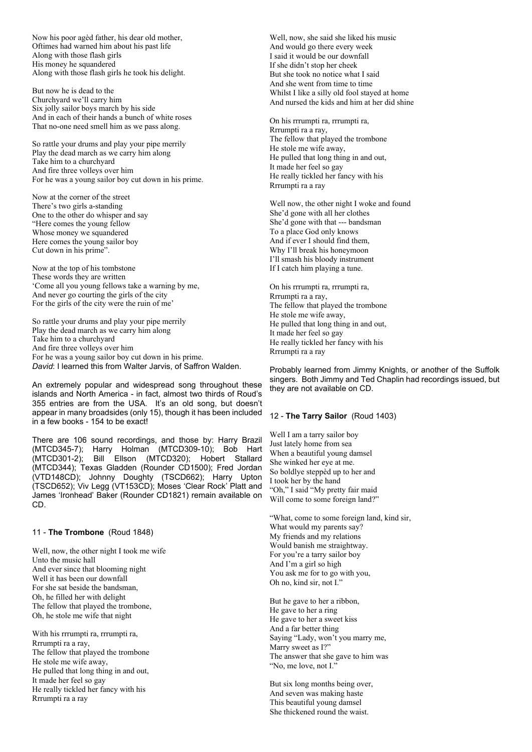Now his poor agèd father, his dear old mother,
Oftimes had warned him about his past life
Along with those flash girls
His money he squandered
Along with those flash girls he took his delight.

But now he is dead to the
Churchyard we'll carry him
Six jolly sailor boys march by his side
And in each of their hands a bunch of white roses
That no-one need smell him as we pass along.

So rattle your drums and play your pipe merrily
Play the dead march as we carry him along
Take him to a churchyard
And fire three volleys over him
For he was a young sailor boy cut down in his prime.

Now at the corner of the street
There's two girls a-standing
One to the other do whisper and say
"Here comes the young fellow
Whose money we squandered
Here comes the young sailor boy
Cut down in his prime".

Now at the top of his tombstone
These words they are written
'Come all you young fellows take a warning by me,
And never go courting the girls of the city
For the girls of the city were the ruin of me'

So rattle your drums and play your pipe merrily
Play the dead march as we carry him along
Take him to a churchyard
And fire three volleys over him
For he was a young sailor boy cut down in his prime.

*David*: I learned this from Walter Jarvis, of Saffron Walden.

An extremely popular and widespread song throughout these islands and North America - in fact, almost two thirds of Roud's 355 entries are from the USA. It's an old song, but doesn't appear in many broadsides (only 15), though it has been included in a few books - 154 to be exact!

There are 106 sound recordings, and those by: Harry Brazil (MTCD345-7); Harry Holman (MTCD309-10); Bob Hart (MTCD301-2); Bill Ellson (MTCD320); Hobert Stallard (MTCD344); Texas Gladden (Rounder CD1500); Fred Jordan (VTD148CD); Johnny Doughty (TSCD662); Harry Upton (TSCD652); Viv Legg (VT153CD); Moses 'Clear Rock' Platt and James 'Ironhead' Baker (Rounder CD1821) remain available on CD.

## 11 - **The Trombone** (Roud 1848)

Well, now, the other night I took me wife
Unto the music hall
And ever since that blooming night
Well it has been our downfall
For she sat beside the bandsman,
Oh, he filled her with delight
The fellow that played the trombone,
Oh, he stole me wife that night

With his rrrumpti ra, rrrumpti ra,
Rrrumpti ra a ray,
The fellow that played the trombone
He stole me wife away,
He pulled that long thing in and out,
It made her feel so gay
He really tickled her fancy with his
Rrrumpti ra a ray

Well, now, she said she liked his music
And would go there every week
I said it would be our downfall
If she didn't stop her cheek
But she took no notice what I said
And she went from time to time
Whilst I like a silly old fool stayed at home
And nursed the kids and him at her did shine

On his rrrumpti ra, rrrumpti ra,
Rrrumpti ra a ray,
The fellow that played the trombone
He stole me wife away,
He pulled that long thing in and out,
It made her feel so gay
He really tickled her fancy with his
Rrrumpti ra a ray

Well now, the other night I woke and found
She'd gone with all her clothes
She'd gone with that --- bandsman
To a place God only knows
And if ever I should find them,
Why I'll break his honeymoon
I'll smash his bloody instrument
If I catch him playing a tune.

On his rrrumpti ra, rrrumpti ra,
Rrrumpti ra a ray,
The fellow that played the trombone
He stole me wife away,
He pulled that long thing in and out,
It made her feel so gay
He really tickled her fancy with his
Rrrumpti ra a ray

Probably learned from Jimmy Knights, or another of the Suffolk singers. Both Jimmy and Ted Chaplin had recordings issued, but they are not available on CD.

## 12 - **The Tarry Sailor** (Roud 1403)

Well I am a tarry sailor boy
Just lately home from sea
When a beautiful young damsel
She winked her eye at me.
So boldlye steppèd up to her and
I took her by the hand
"Oh," I said "My pretty fair maid
Will come to some foreign land?"

"What, come to some foreign land, kind sir,
What would my parents say?
My friends and my relations
Would banish me straightway.
For you're a tarry sailor boy
And I'm a girl so high
You ask me for to go with you,
Oh no, kind sir, not I."

But he gave to her a ribbon,
He gave to her a ring
He gave to her a sweet kiss
And a far better thing
Saying "Lady, won't you marry me,
Marry sweet as I?"
The answer that she gave to him was
"No, me love, not I."

But six long months being over,
And seven was making haste
This beautiful young damsel
She thickened round the waist.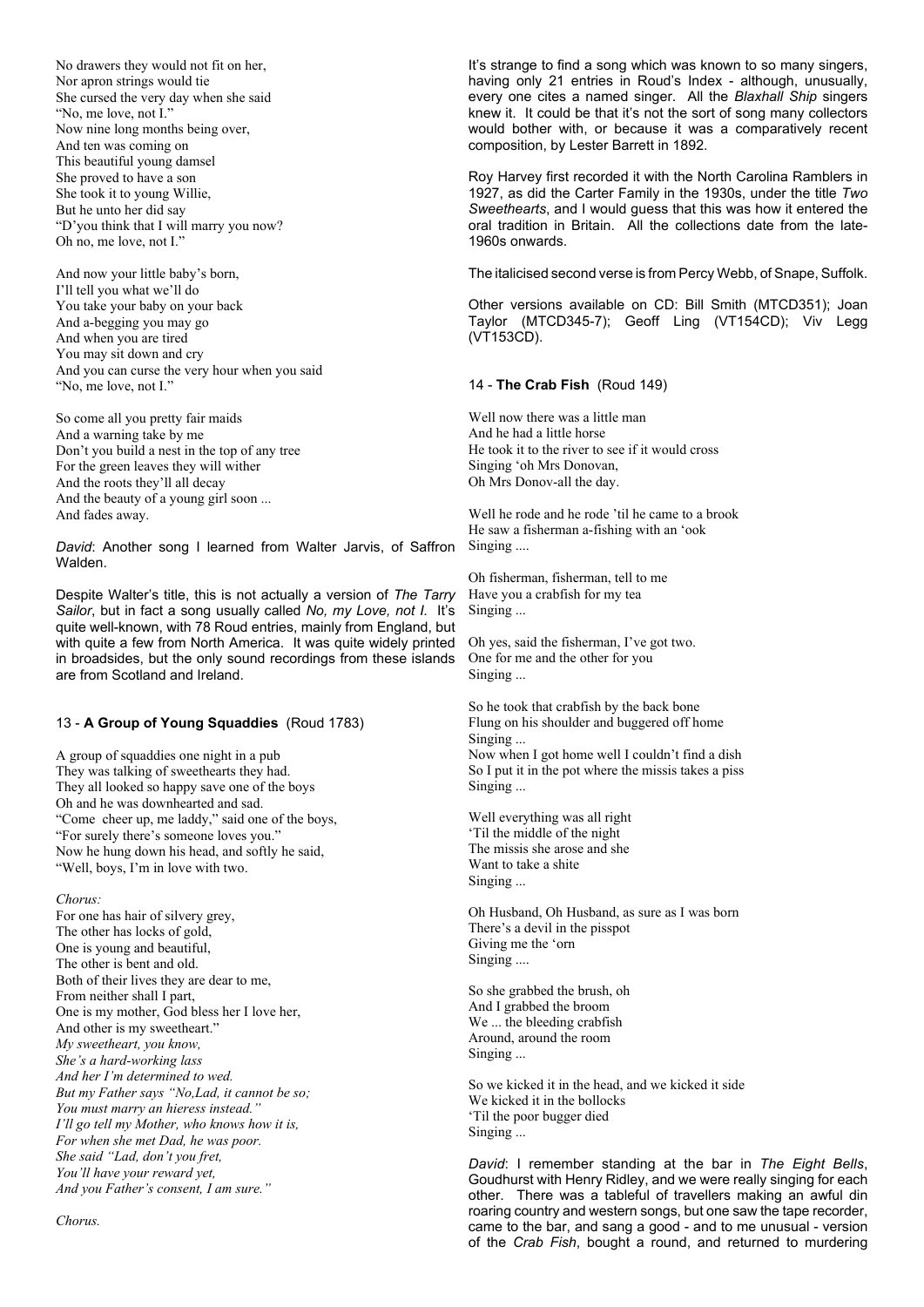No drawers they would not fit on her,
Nor apron strings would tie
She cursed the very day when she said
"No, me love, not I."
Now nine long months being over,
And ten was coming on
This beautiful young damsel
She proved to have a son
She took it to young Willie,
But he unto her did say
"D'you think that I will marry you now?
Oh no, me love, not I."

And now your little baby's born,
I'll tell you what we'll do
You take your baby on your back
And a-begging you may go
And when you are tired
You may sit down and cry
And you can curse the very hour when you said
"No, me love, not I."

So come all you pretty fair maids
And a warning take by me
Don't you build a nest in the top of any tree
For the green leaves they will wither
And the roots they'll all decay
And the beauty of a young girl soon ...
And fades away.

*David*: Another song I learned from Walter Jarvis, of Saffron Walden.

Despite Walter's title, this is not actually a version of *The Tarry Sailor*, but in fact a song usually called *No, my Love, not I*. It's quite well-known, with 78 Roud entries, mainly from England, but with quite a few from North America. It was quite widely printed in broadsides, but the only sound recordings from these islands are from Scotland and Ireland.

## 13 - **A Group of Young Squaddies** (Roud 1783)

A group of squaddies one night in a pub
They was talking of sweethearts they had.
They all looked so happy save one of the boys
Oh and he was downhearted and sad.
"Come cheer up, me laddy," said one of the boys,
"For surely there's someone loves you."
Now he hung down his head, and softly he said,
"Well, boys, I'm in love with two.

*Chorus:*
For one has hair of silvery grey,
The other has locks of gold,
One is young and beautiful,
The other is bent and old.
Both of their lives they are dear to me,
From neither shall I part,
One is my mother, God bless her I love her,
And other is my sweetheart."
*My sweetheart, you know,*
*She's a hard-working lass*
*And her I'm determined to wed.*
*But my Father says "No,Lad, it cannot be so;*
*You must marry an hieress instead."*
*I'll go tell my Mother, who knows how it is,*
*For when she met Dad, he was poor.*
*She said "Lad, don't you fret,*
*You'll have your reward yet,*
*And you Father's consent, I am sure."*

*Chorus.*

It's strange to find a song which was known to so many singers, having only 21 entries in Roud's Index - although, unusually, every one cites a named singer. All the *Blaxhall Ship* singers knew it. It could be that it's not the sort of song many collectors would bother with, or because it was a comparatively recent composition, by Lester Barrett in 1892.

Roy Harvey first recorded it with the North Carolina Ramblers in 1927, as did the Carter Family in the 1930s, under the title *Two Sweethearts*, and I would guess that this was how it entered the oral tradition in Britain. All the collections date from the late-1960s onwards.

The italicised second verse is from Percy Webb, of Snape, Suffolk.

Other versions available on CD: Bill Smith (MTCD351); Joan Taylor (MTCD345-7); Geoff Ling (VT154CD); Viv Legg (VT153CD).

## 14 - **The Crab Fish** (Roud 149)

Well now there was a little man
And he had a little horse
He took it to the river to see if it would cross
Singing 'oh Mrs Donovan,
Oh Mrs Donov-all the day.

Well he rode and he rode 'til he came to a brook
He saw a fisherman a-fishing with an 'ook
Singing ....

Oh fisherman, fisherman, tell to me
Have you a crabfish for my tea
Singing ...

Oh yes, said the fisherman, I've got two.
One for me and the other for you
Singing ...

So he took that crabfish by the back bone
Flung on his shoulder and buggered off home
Singing ...
Now when I got home well I couldn't find a dish
So I put it in the pot where the missis takes a piss
Singing ...

Well everything was all right
'Til the middle of the night
The missis she arose and she
Want to take a shite
Singing ...

Oh Husband, Oh Husband, as sure as I was born
There's a devil in the pisspot
Giving me the 'orn
Singing ....

So she grabbed the brush, oh
And I grabbed the broom
We ... the bleeding crabfish
Around, around the room
Singing ...

So we kicked it in the head, and we kicked it side
We kicked it in the bollocks
'Til the poor bugger died
Singing ...

*David*: I remember standing at the bar in *The Eight Bells*, Goudhurst with Henry Ridley, and we were really singing for each other. There was a tableful of travellers making an awful din roaring country and western songs, but one saw the tape recorder, came to the bar, and sang a good - and to me unusual - version of the *Crab Fish*, bought a round, and returned to murdering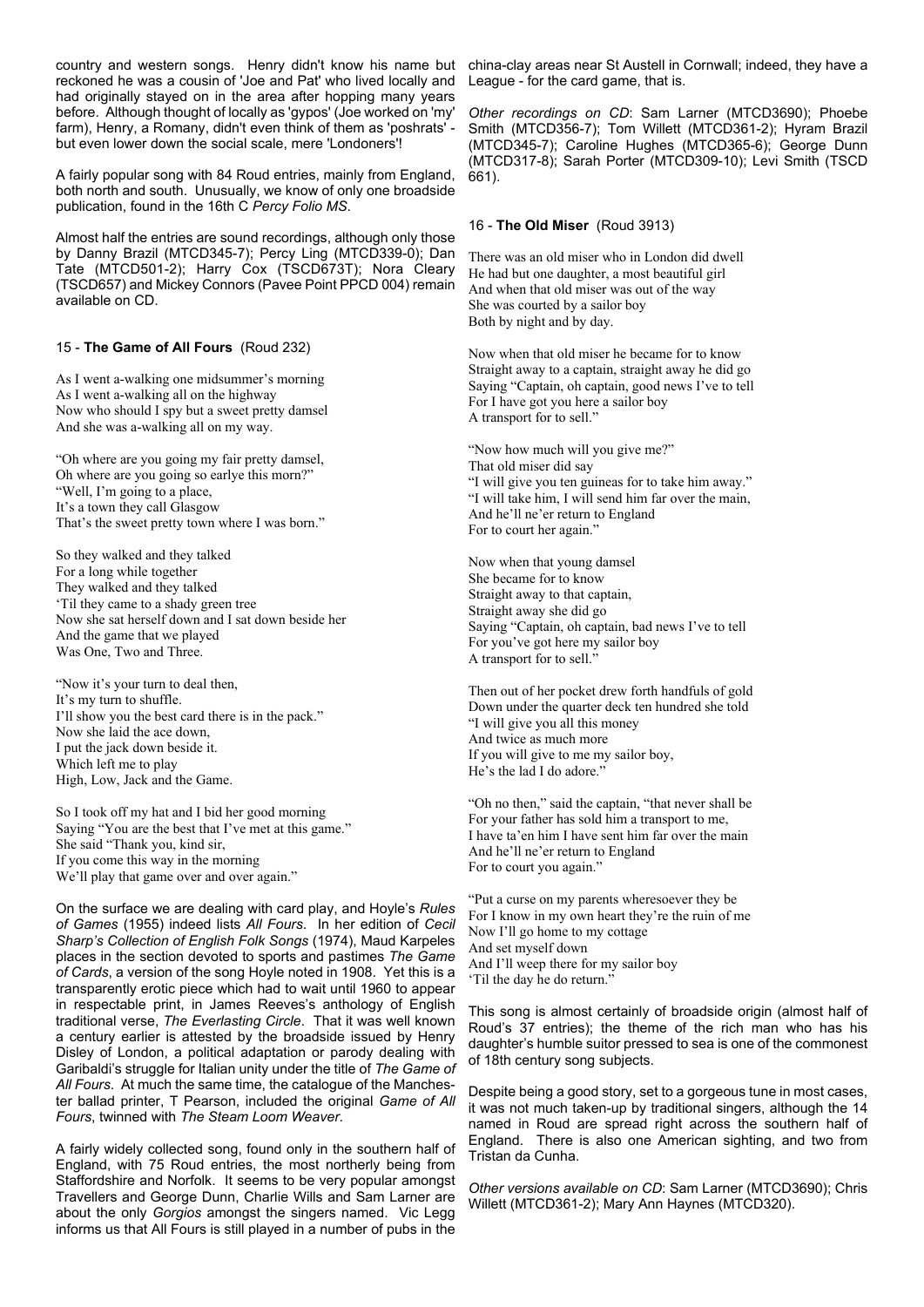country and western songs. Henry didn't know his name but reckoned he was a cousin of 'Joe and Pat' who lived locally and had originally stayed on in the area after hopping many years before. Although thought of locally as 'gypos' (Joe worked on 'my' farm), Henry, a Romany, didn't even think of them as 'poshrats' - but even lower down the social scale, mere 'Londoners'!

A fairly popular song with 84 Roud entries, mainly from England, both north and south. Unusually, we know of only one broadside publication, found in the 16th C *Percy Folio MS*.

Almost half the entries are sound recordings, although only those by Danny Brazil (MTCD345-7); Percy Ling (MTCD339-0); Dan Tate (MTCD501-2); Harry Cox (TSCD673T); Nora Cleary (TSCD657) and Mickey Connors (Pavee Point PPCD 004) remain available on CD.

### 15 - **The Game of All Fours** (Roud 232)

As I went a-walking one midsummer's morning  
As I went a-walking all on the highway  
Now who should I spy but a sweet pretty damsel  
And she was a-walking all on my way.

"Oh where are you going my fair pretty damsel,  
Oh where are you going so earlye this morn?"  
"Well, I'm going to a place,  
It's a town they call Glasgow  
That's the sweet pretty town where I was born."

So they walked and they talked  
For a long while together  
They walked and they talked  
'Til they came to a shady green tree  
Now she sat herself down and I sat down beside her  
And the game that we played  
Was One, Two and Three.

"Now it's your turn to deal then,  
It's my turn to shuffle.  
I'll show you the best card there is in the pack."  
Now she laid the ace down,  
I put the jack down beside it.  
Which left me to play  
High, Low, Jack and the Game.

So I took off my hat and I bid her good morning  
Saying "You are the best that I've met at this game."  
She said "Thank you, kind sir,  
If you come this way in the morning  
We'll play that game over and over again."

On the surface we are dealing with card play, and Hoyle's *Rules of Games* (1955) indeed lists *All Fours*. In her edition of *Cecil Sharp's Collection of English Folk Songs* (1974), Maud Karpeles places in the section devoted to sports and pastimes *The Game of Cards*, a version of the song Hoyle noted in 1908. Yet this is a transparently erotic piece which had to wait until 1960 to appear in respectable print, in James Reeves's anthology of English traditional verse, *The Everlasting Circle*. That it was well known a century earlier is attested by the broadside issued by Henry Disley of London, a political adaptation or parody dealing with Garibaldi's struggle for Italian unity under the title of *The Game of All Fours*. At much the same time, the catalogue of the Manchester ballad printer, T Pearson, included the original *Game of All Fours*, twinned with *The Steam Loom Weaver*.

A fairly widely collected song, found only in the southern half of England, with 75 Roud entries, the most northerly being from Staffordshire and Norfolk. It seems to be very popular amongst Travellers and George Dunn, Charlie Wills and Sam Larner are about the only *Gorgios* amongst the singers named. Vic Legg informs us that All Fours is still played in a number of pubs in the china-clay areas near St Austell in Cornwall; indeed, they have a League - for the card game, that is.

*Other recordings on CD*: Sam Larner (MTCD3690); Phoebe Smith (MTCD356-7); Tom Willett (MTCD361-2); Hyram Brazil (MTCD345-7); Caroline Hughes (MTCD365-6); George Dunn (MTCD317-8); Sarah Porter (MTCD309-10); Levi Smith (TSCD 661).

### 16 - **The Old Miser** (Roud 3913)

There was an old miser who in London did dwell  
He had but one daughter, a most beautiful girl  
And when that old miser was out of the way  
She was courted by a sailor boy  
Both by night and by day.

Now when that old miser he became for to know  
Straight away to a captain, straight away he did go  
Saying "Captain, oh captain, good news I've to tell  
For I have got you here a sailor boy  
A transport for to sell."

"Now how much will you give me?"  
That old miser did say  
"I will give you ten guineas for to take him away."  
"I will take him, I will send him far over the main,  
And he'll ne'er return to England  
For to court her again."

Now when that young damsel  
She became for to know  
Straight away to that captain,  
Straight away she did go  
Saying "Captain, oh captain, bad news I've to tell  
For you've got here my sailor boy  
A transport for to sell."

Then out of her pocket drew forth handfuls of gold  
Down under the quarter deck ten hundred she told  
"I will give you all this money  
And twice as much more  
If you will give to me my sailor boy,  
He's the lad I do adore."

"Oh no then," said the captain, "that never shall be  
For your father has sold him a transport to me,  
I have ta'en him I have sent him far over the main  
And he'll ne'er return to England  
For to court you again."

"Put a curse on my parents wheresoever they be  
For I know in my own heart they're the ruin of me  
Now I'll go home to my cottage  
And set myself down  
And I'll weep there for my sailor boy  
'Til the day he do return."

This song is almost certainly of broadside origin (almost half of Roud's 37 entries); the theme of the rich man who has his daughter's humble suitor pressed to sea is one of the commonest of 18th century song subjects.

Despite being a good story, set to a gorgeous tune in most cases, it was not much taken-up by traditional singers, although the 14 named in Roud are spread right across the southern half of England. There is also one American sighting, and two from Tristan da Cunha.

*Other versions available on CD*: Sam Larner (MTCD3690); Chris Willett (MTCD361-2); Mary Ann Haynes (MTCD320).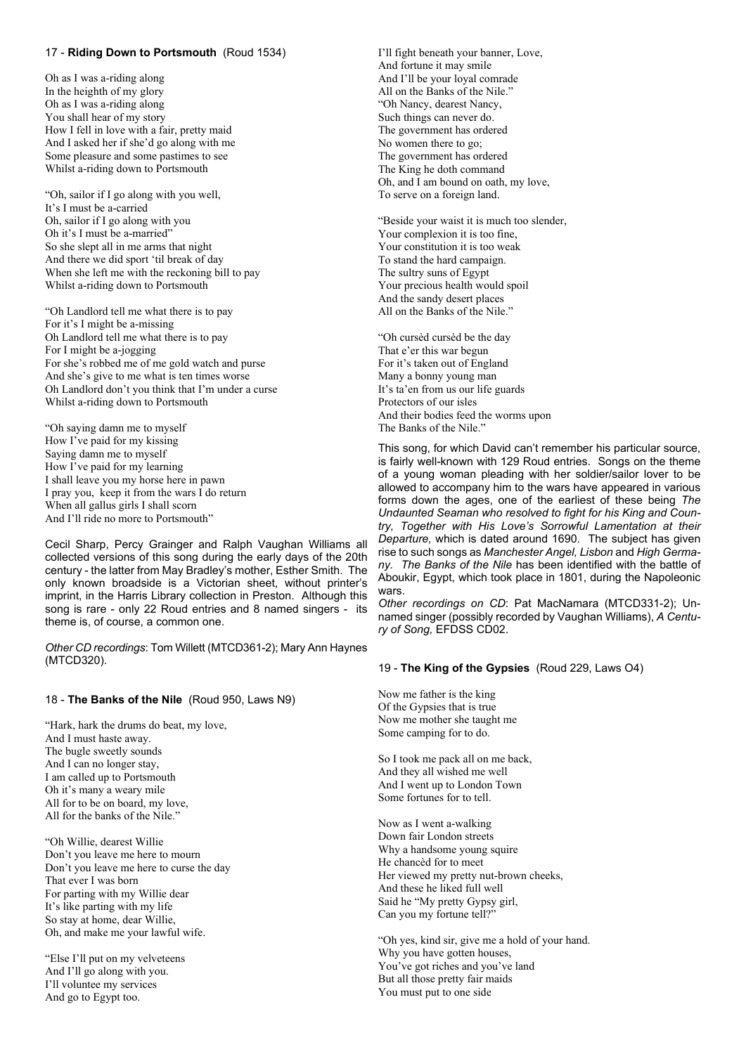### 17 - **Riding Down to Portsmouth** (Roud 1534)

Oh as I was a-riding along
In the heighth of my glory
Oh as I was a-riding along
You shall hear of my story
How I fell in love with a fair, pretty maid
And I asked her if she'd go along with me
Some pleasure and some pastimes to see
Whilst a-riding down to Portsmouth

"Oh, sailor if I go along with you well,
It's I must be a-carried
Oh, sailor if I go along with you
Oh it's I must be a-married"
So she slept all in me arms that night
And there we did sport 'til break of day
When she left me with the reckoning bill to pay
Whilst a-riding down to Portsmouth

"Oh Landlord tell me what there is to pay
For it's I might be a-missing
Oh Landlord tell me what there is to pay
For I might be a-jogging
For she's robbed me of me gold watch and purse
And she's give to me what is ten times worse
Oh Landlord don't you think that I'm under a curse
Whilst a-riding down to Portsmouth

"Oh saying damn me to myself
How I've paid for my kissing
Saying damn me to myself
How I've paid for my learning
I shall leave you my horse here in pawn
I pray you, keep it from the wars I do return
When all gallus girls I shall scorn
And I'll ride no more to Portsmouth"

Cecil Sharp, Percy Grainger and Ralph Vaughan Williams all collected versions of this song during the early days of the 20th century - the latter from May Bradley's mother, Esther Smith. The only known broadside is a Victorian sheet, without printer's imprint, in the Harris Library collection in Preston. Although this song is rare - only 22 Roud entries and 8 named singers - its theme is, of course, a common one.

*Other CD recordings*: Tom Willett (MTCD361-2); Mary Ann Haynes (MTCD320).

### 18 - **The Banks of the Nile** (Roud 950, Laws N9)

"Hark, hark the drums do beat, my love,
And I must haste away.
The bugle sweetly sounds
And I can no longer stay,
I am called up to Portsmouth
Oh it's many a weary mile
All for to be on board, my love,
All for the banks of the Nile."

"Oh Willie, dearest Willie
Don't you leave me here to mourn
Don't you leave me here to curse the day
That ever I was born
For parting with my Willie dear
It's like parting with my life
So stay at home, dear Willie,
Oh, and make me your lawful wife.

"Else I'll put on my velveteens
And I'll go along with you.
I'll voluntee my services
And go to Egypt too.
I'll fight beneath your banner, Love,
And fortune it may smile
And I'll be your loyal comrade
All on the Banks of the Nile."
"Oh Nancy, dearest Nancy,
Such things can never do.
The government has ordered
No women there to go;
The government has ordered
The King he doth command
Oh, and I am bound on oath, my love,
To serve on a foreign land.

"Beside your waist it is much too slender,
Your complexion it is too fine,
Your constitution it is too weak
To stand the hard campaign.
The sultry suns of Egypt
Your precious health would spoil
And the sandy desert places
All on the Banks of the Nile."

"Oh cursèd cursèd be the day
That e'er this war begun
For it's taken out of England
Many a bonny young man
It's ta'en from us our life guards
Protectors of our isles
And their bodies feed the worms upon
The Banks of the Nile."

This song, for which David can't remember his particular source, is fairly well-known with 129 Roud entries. Songs on the theme of a young woman pleading with her soldier/sailor lover to be allowed to accompany him to the wars have appeared in various forms down the ages, one of the earliest of these being *The Undaunted Seaman who resolved to fight for his King and Country, Together with His Love's Sorrowful Lamentation at their Departure,* which is dated around 1690. The subject has given rise to such songs as *Manchester Angel, Lisbon* and *High Germany*. *The Banks of the Nile* has been identified with the battle of Aboukir, Egypt, which took place in 1801, during the Napoleonic wars.

*Other recordings on CD*: Pat MacNamara (MTCD331-2); Unnamed singer (possibly recorded by Vaughan Williams), *A Century of Song,* EFDSS CD02.

### 19 - **The King of the Gypsies** (Roud 229, Laws O4)

Now me father is the king
Of the Gypsies that is true
Now me mother she taught me
Some camping for to do.

So I took me pack all on me back,
And they all wished me well
And I went up to London Town
Some fortunes for to tell.

Now as I went a-walking
Down fair London streets
Why a handsome young squire
He chancèd for to meet
Her viewed my pretty nut-brown cheeks,
And these he liked full well
Said he "My pretty Gypsy girl,
Can you my fortune tell?"

"Oh yes, kind sir, give me a hold of your hand.
Why you have gotten houses,
You've got riches and you've land
But all those pretty fair maids
You must put to one side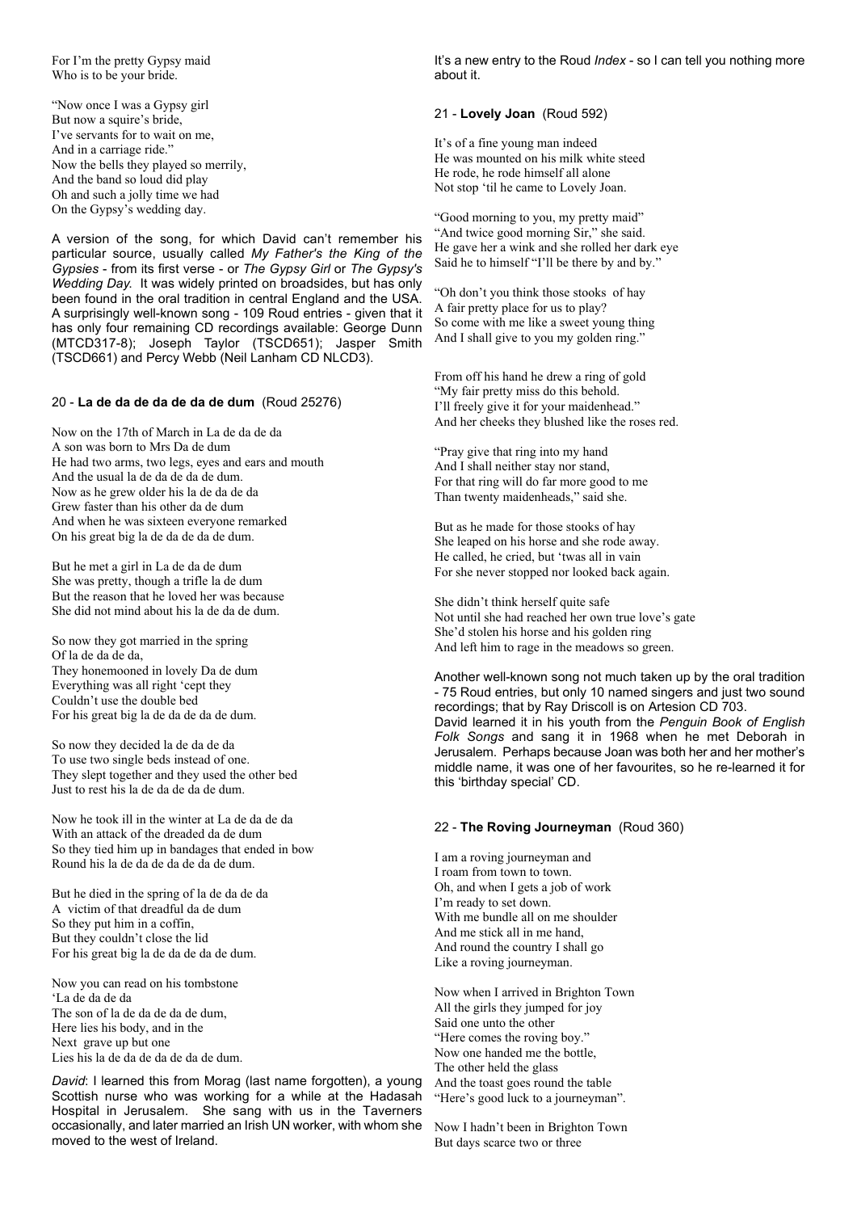For I'm the pretty Gypsy maid
Who is to be your bride.

"Now once I was a Gypsy girl
But now a squire's bride,
I've servants for to wait on me,
And in a carriage ride."
Now the bells they played so merrily,
And the band so loud did play
Oh and such a jolly time we had
On the Gypsy's wedding day.

A version of the song, for which David can't remember his particular source, usually called *My Father's the King of the Gypsies* - from its first verse - or *The Gypsy Girl* or *The Gypsy's Wedding Day*. It was widely printed on broadsides, but has only been found in the oral tradition in central England and the USA. A surprisingly well-known song - 109 Roud entries - given that it has only four remaining CD recordings available: George Dunn (MTCD317-8); Joseph Taylor (TSCD651); Jasper Smith (TSCD661) and Percy Webb (Neil Lanham CD NLCD3).

## 20 - **La de da de da de da de dum** (Roud 25276)

Now on the 17th of March in La de da de da
A son was born to Mrs Da de dum
He had two arms, two legs, eyes and ears and mouth
And the usual la de da de da de dum.
Now as he grew older his la de da de da
Grew faster than his other da de dum
And when he was sixteen everyone remarked
On his great big la de da de da de dum.

But he met a girl in La de da de dum
She was pretty, though a trifle la de dum
But the reason that he loved her was because
She did not mind about his la de da de dum.

So now they got married in the spring
Of la de da de da,
They honemooned in lovely Da de dum
Everything was all right 'cept they
Couldn't use the double bed
For his great big la de da de da de dum.

So now they decided la de da de da
To use two single beds instead of one.
They slept together and they used the other bed
Just to rest his la de da de da de dum.

Now he took ill in the winter at La de da de da
With an attack of the dreaded da de dum
So they tied him up in bandages that ended in bow
Round his la de da de da de da de dum.

But he died in the spring of la de da de da
A victim of that dreadful da de dum
So they put him in a coffin,
But they couldn't close the lid
For his great big la de da de da de dum.

Now you can read on his tombstone
'La de da de da
The son of la de da de da de dum,
Here lies his body, and in the
Next grave up but one
Lies his la de da de da de da de dum.

*David*: I learned this from Morag (last name forgotten), a young Scottish nurse who was working for a while at the Hadasah Hospital in Jerusalem. She sang with us in the Taverners occasionally, and later married an Irish UN worker, with whom she moved to the west of Ireland.

It's a new entry to the Roud *Index* - so I can tell you nothing more about it.

## 21 - **Lovely Joan** (Roud 592)

It's of a fine young man indeed
He was mounted on his milk white steed
He rode, he rode himself all alone
Not stop 'til he came to Lovely Joan.

"Good morning to you, my pretty maid"
"And twice good morning Sir," she said.
He gave her a wink and she rolled her dark eye
Said he to himself "I'll be there by and by."

"Oh don't you think those stooks of hay
A fair pretty place for us to play?
So come with me like a sweet young thing
And I shall give to you my golden ring."

From off his hand he drew a ring of gold
"My fair pretty miss do this behold.
I'll freely give it for your maidenhead."
And her cheeks they blushed like the roses red.

"Pray give that ring into my hand
And I shall neither stay nor stand,
For that ring will do far more good to me
Than twenty maidenheads," said she.

But as he made for those stooks of hay
She leaped on his horse and she rode away.
He called, he cried, but 'twas all in vain
For she never stopped nor looked back again.

She didn't think herself quite safe
Not until she had reached her own true love's gate
She'd stolen his horse and his golden ring
And left him to rage in the meadows so green.

Another well-known song not much taken up by the oral tradition - 75 Roud entries, but only 10 named singers and just two sound recordings; that by Ray Driscoll is on Artesion CD 703.
David learned it in his youth from the *Penguin Book of English Folk Songs* and sang it in 1968 when he met Deborah in Jerusalem. Perhaps because Joan was both her and her mother's middle name, it was one of her favourites, so he re-learned it for this 'birthday special' CD.

## 22 - **The Roving Journeyman** (Roud 360)

I am a roving journeyman and
I roam from town to town.
Oh, and when I gets a job of work
I'm ready to set down.
With me bundle all on me shoulder
And me stick all in me hand,
And round the country I shall go
Like a roving journeyman.

Now when I arrived in Brighton Town
All the girls they jumped for joy
Said one unto the other
"Here comes the roving boy."
Now one handed me the bottle,
The other held the glass
And the toast goes round the table
"Here's good luck to a journeyman".

Now I hadn't been in Brighton Town
But days scarce two or three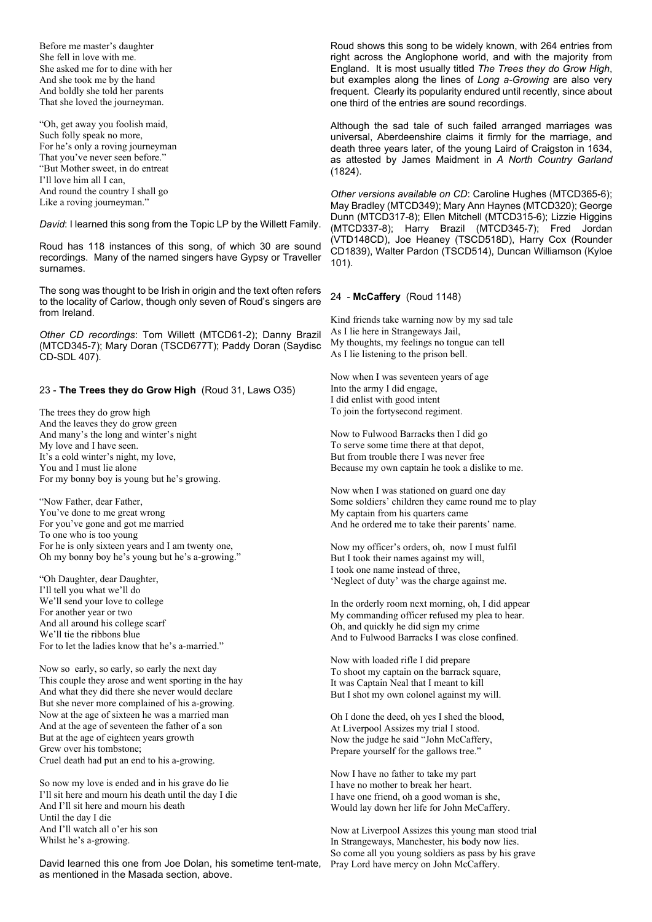Before me master's daughter
She fell in love with me.
She asked me for to dine with her
And she took me by the hand
And boldly she told her parents
That she loved the journeyman.

"Oh, get away you foolish maid,
Such folly speak no more,
For he's only a roving journeyman
That you've never seen before."
"But Mother sweet, in do entreat
I'll love him all I can,
And round the country I shall go
Like a roving journeyman."

*David*: I learned this song from the Topic LP by the Willett Family.

Roud has 118 instances of this song, of which 30 are sound recordings. Many of the named singers have Gypsy or Traveller surnames.

The song was thought to be Irish in origin and the text often refers to the locality of Carlow, though only seven of Roud's singers are from Ireland.

*Other CD recordings*: Tom Willett (MTCD61-2); Danny Brazil (MTCD345-7); Mary Doran (TSCD677T); Paddy Doran (Saydisc CD-SDL 407).

## 23 - **The Trees they do Grow High** (Roud 31, Laws O35)

The trees they do grow high
And the leaves they do grow green
And many's the long and winter's night
My love and I have seen.
It's a cold winter's night, my love,
You and I must lie alone
For my bonny boy is young but he's growing.

"Now Father, dear Father,
You've done to me great wrong
For you've gone and got me married
To one who is too young
For he is only sixteen years and I am twenty one,
Oh my bonny boy he's young but he's a-growing."

"Oh Daughter, dear Daughter,
I'll tell you what we'll do
We'll send your love to college
For another year or two
And all around his college scarf
We'll tie the ribbons blue
For to let the ladies know that he's a-married."

Now so early, so early, so early the next day
This couple they arose and went sporting in the hay
And what they did there she never would declare
But she never more complained of his a-growing.
Now at the age of sixteen he was a married man
And at the age of seventeen the father of a son
But at the age of eighteen years growth
Grew over his tombstone;
Cruel death had put an end to his a-growing.

So now my love is ended and in his grave do lie
I'll sit here and mourn his death until the day I die
And I'll sit here and mourn his death
Until the day I die
And I'll watch all o'er his son
Whilst he's a-growing.

David learned this one from Joe Dolan, his sometime tent-mate, as mentioned in the Masada section, above.

Roud shows this song to be widely known, with 264 entries from right across the Anglophone world, and with the majority from England. It is most usually titled *The Trees they do Grow High*, but examples along the lines of *Long a-Growing* are also very frequent. Clearly its popularity endured until recently, since about one third of the entries are sound recordings.

Although the sad tale of such failed arranged marriages was universal, Aberdeenshire claims it firmly for the marriage, and death three years later, of the young Laird of Craigston in 1634, as attested by James Maidment in *A North Country Garland* (1824).

*Other versions available on CD*: Caroline Hughes (MTCD365-6); May Bradley (MTCD349); Mary Ann Haynes (MTCD320); George Dunn (MTCD317-8); Ellen Mitchell (MTCD315-6); Lizzie Higgins (MTCD337-8); Harry Brazil (MTCD345-7); Fred Jordan (VTD148CD), Joe Heaney (TSCD518D), Harry Cox (Rounder CD1839), Walter Pardon (TSCD514), Duncan Williamson (Kyloe 101).

## 24 - **McCaffery** (Roud 1148)

Kind friends take warning now by my sad tale
As I lie here in Strangeways Jail,
My thoughts, my feelings no tongue can tell
As I lie listening to the prison bell.

Now when I was seventeen years of age
Into the army I did engage,
I did enlist with good intent
To join the fortysecond regiment.

Now to Fulwood Barracks then I did go
To serve some time there at that depot,
But from trouble there I was never free
Because my own captain he took a dislike to me.

Now when I was stationed on guard one day
Some soldiers' children they came round me to play
My captain from his quarters came
And he ordered me to take their parents' name.

Now my officer's orders, oh, now I must fulfil
But I took their names against my will,
I took one name instead of three,
'Neglect of duty' was the charge against me.

In the orderly room next morning, oh, I did appear
My commanding officer refused my plea to hear.
Oh, and quickly he did sign my crime
And to Fulwood Barracks I was close confined.

Now with loaded rifle I did prepare
To shoot my captain on the barrack square,
It was Captain Neal that I meant to kill
But I shot my own colonel against my will.

Oh I done the deed, oh yes I shed the blood,
At Liverpool Assizes my trial I stood.
Now the judge he said "John McCaffery,
Prepare yourself for the gallows tree."

Now I have no father to take my part
I have no mother to break her heart.
I have one friend, oh a good woman is she,
Would lay down her life for John McCaffery.

Now at Liverpool Assizes this young man stood trial
In Strangeways, Manchester, his body now lies.
So come all you young soldiers as pass by his grave
Pray Lord have mercy on John McCaffery.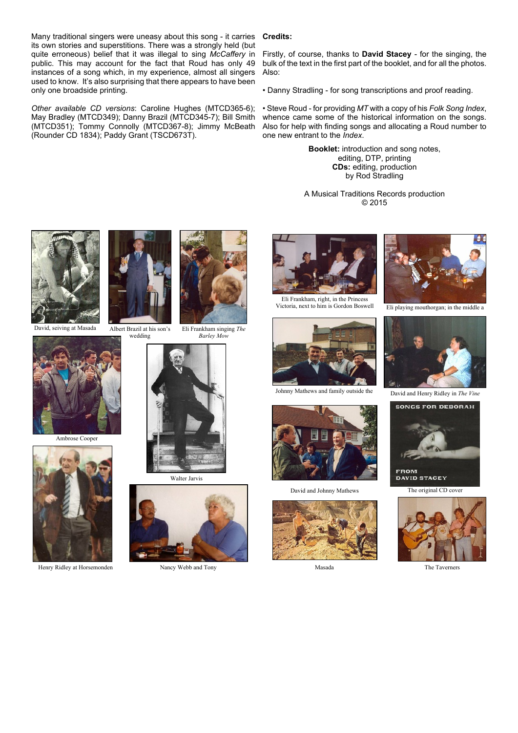Many traditional singers were uneasy about this song - it carries its own stories and superstitions. There was a strongly held (but quite erroneous) belief that it was illegal to sing *McCaffery* in public. This may account for the fact that Roud has only 49 instances of a song which, in my experience, almost all singers used to know. It's also surprising that there appears to have been only one broadside printing.

*Other available CD versions*: Caroline Hughes (MTCD365-6); May Bradley (MTCD349); Danny Brazil (MTCD345-7); Bill Smith (MTCD351); Tommy Connolly (MTCD367-8); Jimmy McBeath (Rounder CD 1834); Paddy Grant (TSCD673T).

**Credits:**

Firstly, of course, thanks to **David Stacey** - for the singing, the bulk of the text in the first part of the booklet, and for all the photos. Also:

• Danny Stradling - for song transcriptions and proof reading.

• Steve Roud - for providing *MT* with a copy of his *Folk Song Index*, whence came some of the historical information on the songs. Also for help with finding songs and allocating a Roud number to one new entrant to the *Index*.

**Booklet:** introduction and song notes, editing, DTP, printing
**CDs:** editing, production
by Rod Stradling

A Musical Traditions Records production
© 2015

David, seiving at Masada

Albert Brazil at his son's wedding

Eli Frankham singing *The Barley Mow*

Ambrose Cooper

Walter Jarvis

Henry Ridley at Horsemonden

Nancy Webb and Tony

Eli Frankham, right, in the Princess Victoria, next to him is Gordon Boswell

Eli playing mouthorgan; in the middle a

Johnny Mathews and family outside the

David and Henry Ridley in *The Vine*

David and Johnny Mathews

SONGS FOR DEBORAH
FROM DAVID STACEY

The original CD cover

Masada

The Taverners